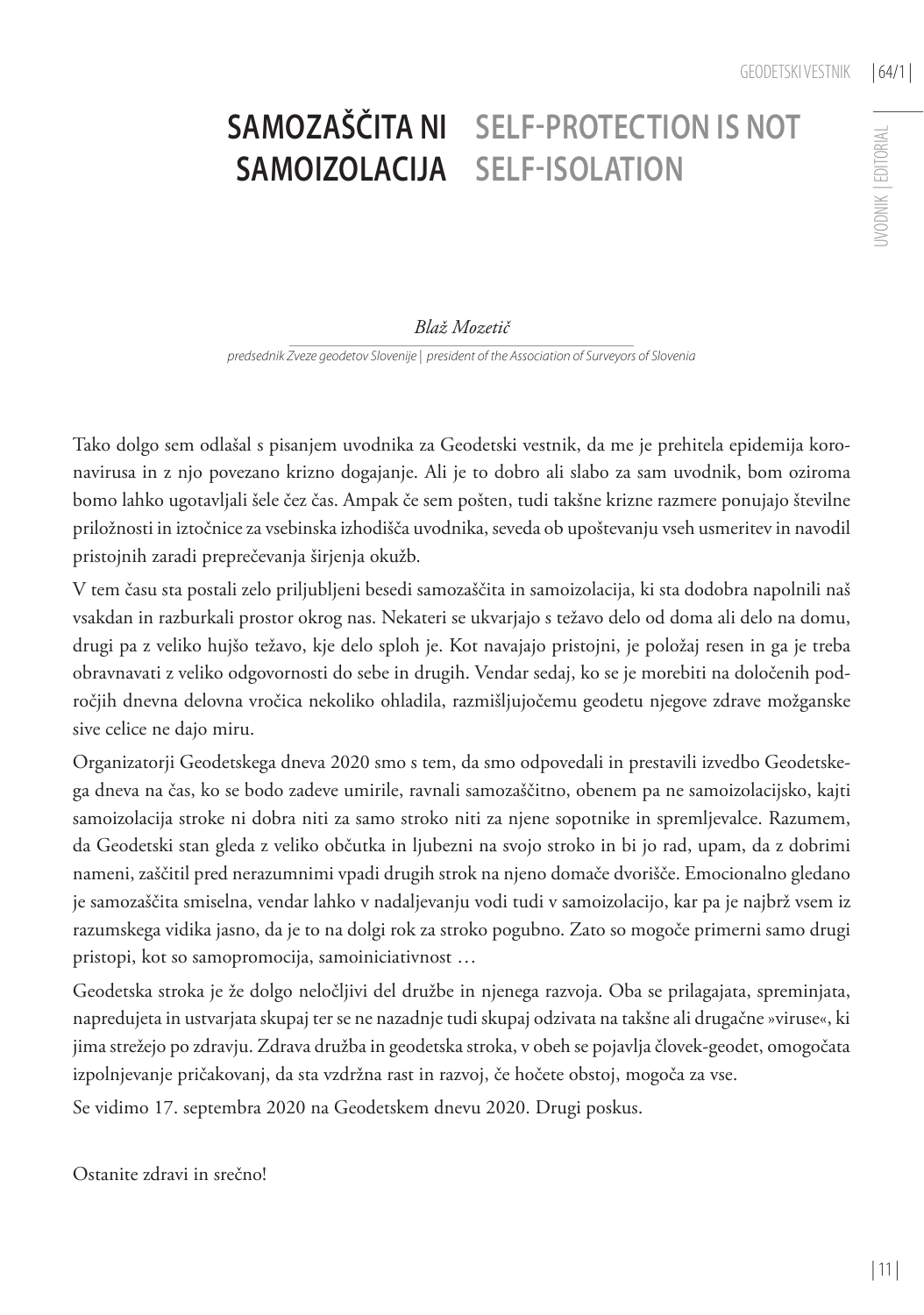# SAMOZAŠČITA NI SAMOIZOLACIJA

# SELF-PROTECTION IS NOT SELF-ISOLATION

*Blaž Mozetič*

*predsednik Zveze geodetov Slovenije | president of the Association of Surveyors of Slovenia*

Tako dolgo sem odlašal s pisanjem uvodnika za Geodetski vestnik, da me je prehitela epidemija koronavirusa in z njo povezano krizno dogajanje. Ali je to dobro ali slabo za sam uvodnik, bom oziroma bomo lahko ugotavljali šele čez čas. Ampak če sem pošten, tudi takšne krizne razmere ponujajo številne priložnosti in iztočnice za vsebinska izhodišča uvodnika, seveda ob upoštevanju vseh usmeritev in navodil pristojnih zaradi preprečevanja širjenja okužb.

V tem času sta postali zelo priljubljeni besedi samozaščita in samoizolacija, ki sta dodobra napolnili naš vsakdan in razburkali prostor okrog nas. Nekateri se ukvarjajo s težavo delo od doma ali delo na domu, drugi pa z veliko hujšo težavo, kje delo sploh je. Kot navajajo pristojni, je položaj resen in ga je treba obravnavati z veliko odgovornosti do sebe in drugih. Vendar sedaj, ko se je morebiti na določenih področjih dnevna delovna vročica nekoliko ohladila, razmišljujočemu geodetu njegove zdrave možganske sive celice ne dajo miru.

Organizatorji Geodetskega dneva 2020 smo s tem, da smo odpovedali in prestavili izvedbo Geodetskega dneva na čas, ko se bodo zadeve umirile, ravnali samozaščitno, obenem pa ne samoizolacijsko, kajti samoizolacija stroke ni dobra niti za samo stroko niti za njene sopotnike in spremljevalce. Razumem, da Geodetski stan gleda z veliko občutka in ljubezni na svojo stroko in bi jo rad, upam, da z dobrimi nameni, zaščitil pred nerazumnimi vpadi drugih strok na njeno domače dvorišče. Emocionalno gledano je samozaščita smiselna, vendar lahko v nadaljevanju vodi tudi v samoizolacijo, kar pa je najbrž vsem iz razumskega vidika jasno, da je to na dolgi rok za stroko pogubno. Zato so mogoče primerni samo drugi pristopi, kot so samopromocija, samoiniciativnost …

Geodetska stroka je že dolgo neločljivi del družbe in njenega razvoja. Oba se prilagajata, spreminjata, napredujeta in ustvarjata skupaj ter se ne nazadnje tudi skupaj odzivata na takšne ali drugačne »viruse«, ki jima strežejo po zdravju. Zdrava družba in geodetska stroka, v obeh se pojavlja človek-geodet, omogočata izpolnjevanje pričakovanj, da sta vzdržna rast in razvoj, če hočete obstoj, mogoča za vse.

Se vidimo 17. septembra 2020 na Geodetskem dnevu 2020. Drugi poskus.

Ostanite zdravi in srečno!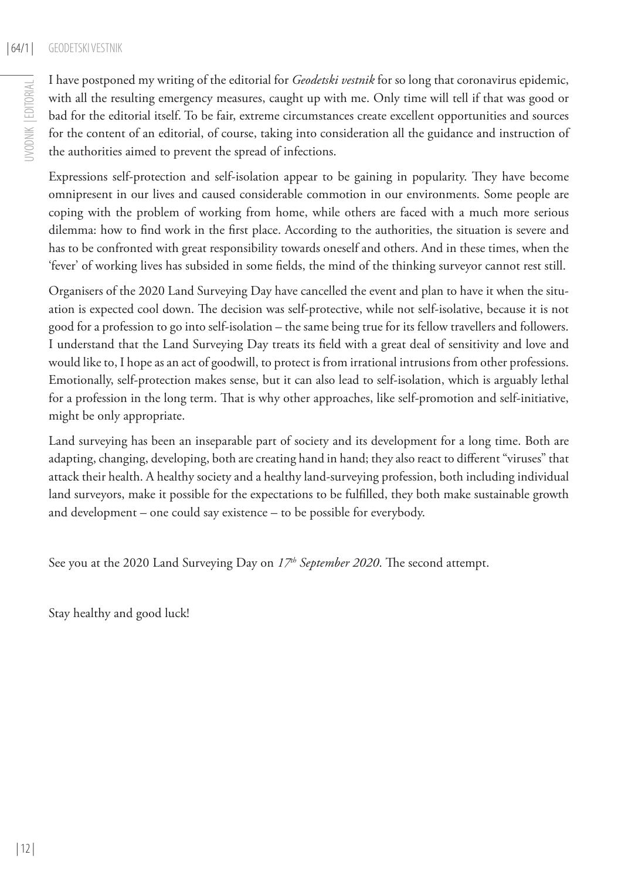I have postponed my writing of the editorial for *Geodetski vestnik* for so long that coronavirus epidemic, with all the resulting emergency measures, caught up with me. Only time will tell if that was good or bad for the editorial itself. To be fair, extreme circumstances create excellent opportunities and sources for the content of an editorial, of course, taking into consideration all the guidance and instruction of the authorities aimed to prevent the spread of infections.

Expressions self-protection and self-isolation appear to be gaining in popularity. They have become omnipresent in our lives and caused considerable commotion in our environments. Some people are coping with the problem of working from home, while others are faced with a much more serious dilemma: how to find work in the first place. According to the authorities, the situation is severe and has to be confronted with great responsibility towards oneself and others. And in these times, when the 'fever' of working lives has subsided in some fields, the mind of the thinking surveyor cannot rest still.

Organisers of the 2020 Land Surveying Day have cancelled the event and plan to have it when the situation is expected cool down. The decision was self-protective, while not self-isolative, because it is not good for a profession to go into self-isolation – the same being true for its fellow travellers and followers. I understand that the Land Surveying Day treats its field with a great deal of sensitivity and love and would like to, I hope as an act of goodwill, to protect is from irrational intrusions from other professions. Emotionally, self-protection makes sense, but it can also lead to self-isolation, which is arguably lethal for a profession in the long term. That is why other approaches, like self-promotion and self-initiative, might be only appropriate.

Land surveying has been an inseparable part of society and its development for a long time. Both are adapting, changing, developing, both are creating hand in hand; they also react to different "viruses" that attack their health. A healthy society and a healthy land-surveying profession, both including individual land surveyors, make it possible for the expectations to be fulfilled, they both make sustainable growth and development – one could say existence – to be possible for everybody.

See you at the 2020 Land Surveying Day on *17th September 2020*. The second attempt.

Stay healthy and good luck!